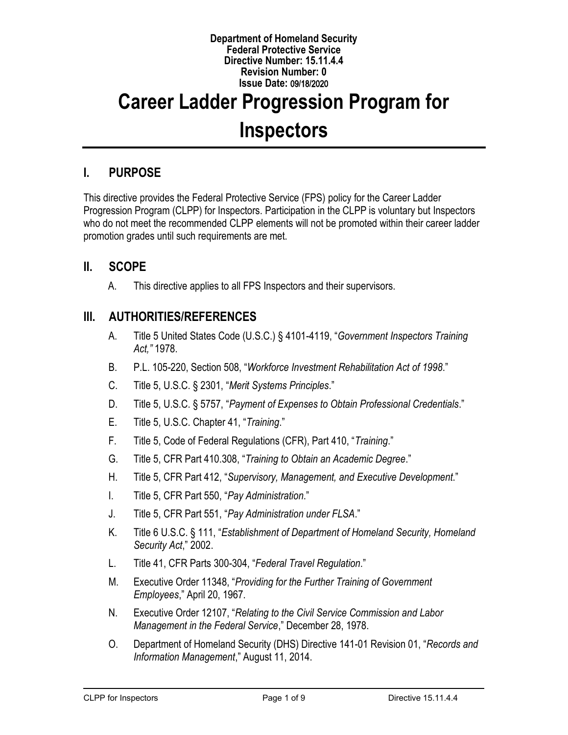**Department of Homeland Security**
**Federal Protective Service**
**Directive Number: 15.11.4.4**
**Revision Number: 0**
**Issue Date: 09/18/2020**

# Career Ladder Progression Program for Inspectors

## I. PURPOSE

This directive provides the Federal Protective Service (FPS) policy for the Career Ladder Progression Program (CLPP) for Inspectors. Participation in the CLPP is voluntary but Inspectors who do not meet the recommended CLPP elements will not be promoted within their career ladder promotion grades until such requirements are met.

## II. SCOPE

A. This directive applies to all FPS Inspectors and their supervisors.

## III. AUTHORITIES/REFERENCES

A. Title 5 United States Code (U.S.C.) § 4101-4119, "*Government Inspectors Training Act,"* 1978.

B. P.L. 105-220, Section 508, "*Workforce Investment Rehabilitation Act of 1998*."

C. Title 5, U.S.C. § 2301, "*Merit Systems Principles*."

D. Title 5, U.S.C. § 5757, "*Payment of Expenses to Obtain Professional Credentials*."

E. Title 5, U.S.C. Chapter 41, "*Training*."

F. Title 5, Code of Federal Regulations (CFR), Part 410, "*Training*."

G. Title 5, CFR Part 410.308, "*Training to Obtain an Academic Degree*."

H. Title 5, CFR Part 412, "*Supervisory, Management, and Executive Development*."

I. Title 5, CFR Part 550, "*Pay Administration*."

J. Title 5, CFR Part 551, "*Pay Administration under FLSA*."

K. Title 6 U.S.C. § 111, "*Establishment of Department of Homeland Security, Homeland Security Act*," 2002.

L. Title 41, CFR Parts 300-304, "*Federal Travel Regulation*."

M. Executive Order 11348, "*Providing for the Further Training of Government Employees*," April 20, 1967.

N. Executive Order 12107, "*Relating to the Civil Service Commission and Labor Management in the Federal Service*," December 28, 1978.

O. Department of Homeland Security (DHS) Directive 141-01 Revision 01, "*Records and Information Management*," August 11, 2014.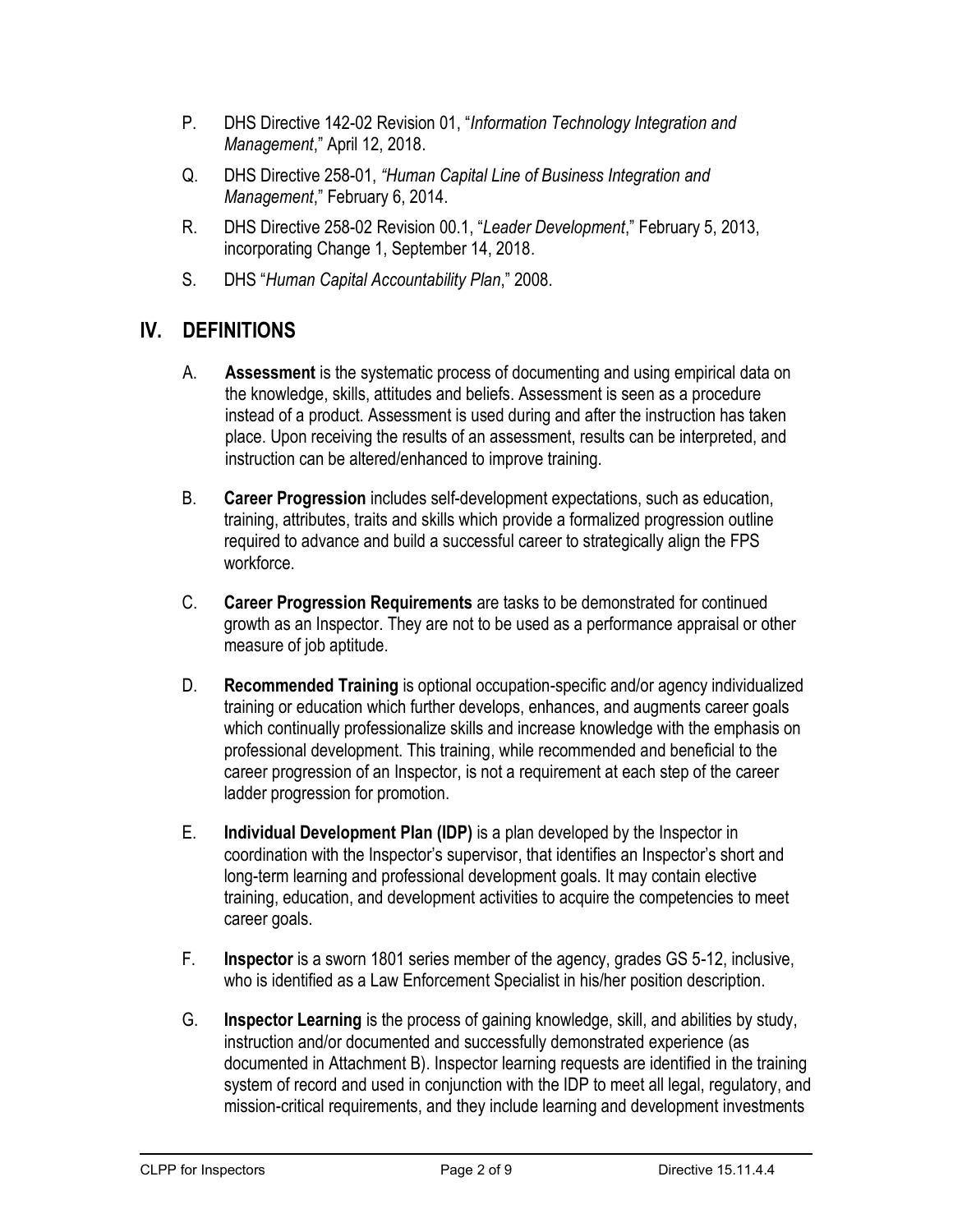P. DHS Directive 142-02 Revision 01, "*Information Technology Integration and Management*," April 12, 2018.

Q. DHS Directive 258-01, *"Human Capital Line of Business Integration and Management*," February 6, 2014.

R. DHS Directive 258-02 Revision 00.1, "*Leader Development*," February 5, 2013, incorporating Change 1, September 14, 2018.

S. DHS "*Human Capital Accountability Plan*," 2008.

## IV. DEFINITIONS

A. **Assessment** is the systematic process of documenting and using empirical data on the knowledge, skills, attitudes and beliefs. Assessment is seen as a procedure instead of a product. Assessment is used during and after the instruction has taken place. Upon receiving the results of an assessment, results can be interpreted, and instruction can be altered/enhanced to improve training.

B. **Career Progression** includes self-development expectations, such as education, training, attributes, traits and skills which provide a formalized progression outline required to advance and build a successful career to strategically align the FPS workforce.

C. **Career Progression Requirements** are tasks to be demonstrated for continued growth as an Inspector. They are not to be used as a performance appraisal or other measure of job aptitude.

D. **Recommended Training** is optional occupation-specific and/or agency individualized training or education which further develops, enhances, and augments career goals which continually professionalize skills and increase knowledge with the emphasis on professional development. This training, while recommended and beneficial to the career progression of an Inspector, is not a requirement at each step of the career ladder progression for promotion.

E. **Individual Development Plan (IDP)** is a plan developed by the Inspector in coordination with the Inspector's supervisor, that identifies an Inspector's short and long-term learning and professional development goals. It may contain elective training, education, and development activities to acquire the competencies to meet career goals.

F. **Inspector** is a sworn 1801 series member of the agency, grades GS 5-12, inclusive, who is identified as a Law Enforcement Specialist in his/her position description.

G. **Inspector Learning** is the process of gaining knowledge, skill, and abilities by study, instruction and/or documented and successfully demonstrated experience (as documented in Attachment B). Inspector learning requests are identified in the training system of record and used in conjunction with the IDP to meet all legal, regulatory, and mission-critical requirements, and they include learning and development investments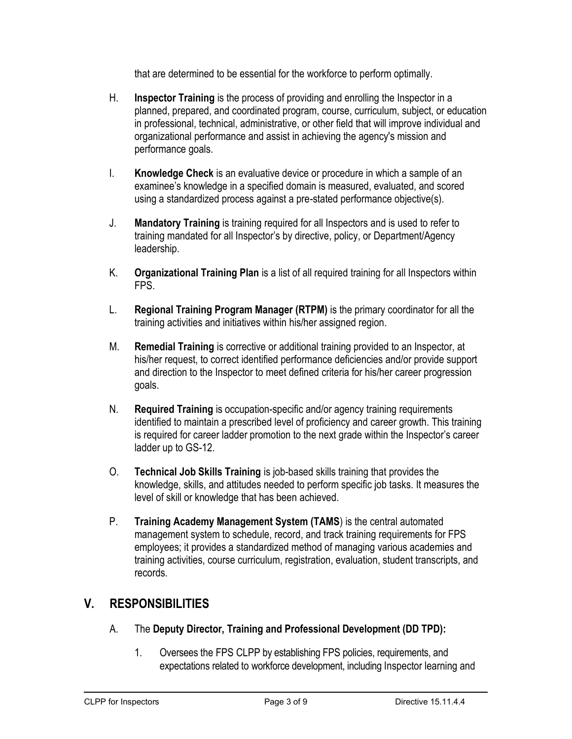that are determined to be essential for the workforce to perform optimally.

H. **Inspector Training** is the process of providing and enrolling the Inspector in a planned, prepared, and coordinated program, course, curriculum, subject, or education in professional, technical, administrative, or other field that will improve individual and organizational performance and assist in achieving the agency's mission and performance goals.

I. **Knowledge Check** is an evaluative device or procedure in which a sample of an examinee's knowledge in a specified domain is measured, evaluated, and scored using a standardized process against a pre-stated performance objective(s).

J. **Mandatory Training** is training required for all Inspectors and is used to refer to training mandated for all Inspector's by directive, policy, or Department/Agency leadership.

K. **Organizational Training Plan** is a list of all required training for all Inspectors within FPS.

L. **Regional Training Program Manager (RTPM)** is the primary coordinator for all the training activities and initiatives within his/her assigned region.

M. **Remedial Training** is corrective or additional training provided to an Inspector, at his/her request, to correct identified performance deficiencies and/or provide support and direction to the Inspector to meet defined criteria for his/her career progression goals.

N. **Required Training** is occupation-specific and/or agency training requirements identified to maintain a prescribed level of proficiency and career growth. This training is required for career ladder promotion to the next grade within the Inspector's career ladder up to GS-12.

O. **Technical Job Skills Training** is job-based skills training that provides the knowledge, skills, and attitudes needed to perform specific job tasks. It measures the level of skill or knowledge that has been achieved.

P. **Training Academy Management System (TAMS**) is the central automated management system to schedule, record, and track training requirements for FPS employees; it provides a standardized method of managing various academies and training activities, course curriculum, registration, evaluation, student transcripts, and records.

## V. RESPONSIBILITIES

A. The **Deputy Director, Training and Professional Development (DD TPD):**

1. Oversees the FPS CLPP by establishing FPS policies, requirements, and expectations related to workforce development, including Inspector learning and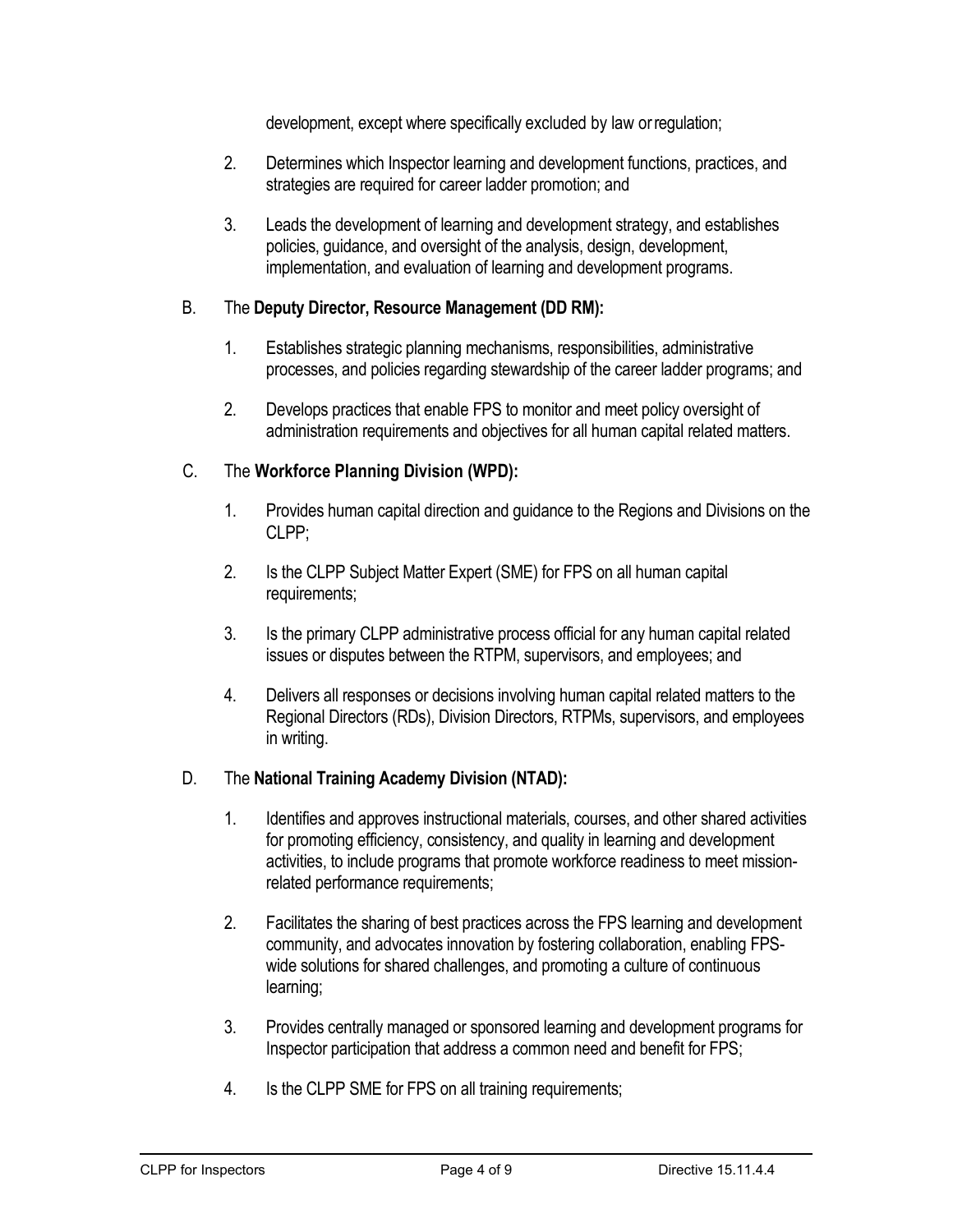development, except where specifically excluded by law or regulation;

2. Determines which Inspector learning and development functions, practices, and strategies are required for career ladder promotion; and

3. Leads the development of learning and development strategy, and establishes policies, guidance, and oversight of the analysis, design, development, implementation, and evaluation of learning and development programs.

B. The **Deputy Director, Resource Management (DD RM):**

1. Establishes strategic planning mechanisms, responsibilities, administrative processes, and policies regarding stewardship of the career ladder programs; and

2. Develops practices that enable FPS to monitor and meet policy oversight of administration requirements and objectives for all human capital related matters.

C. The **Workforce Planning Division (WPD):**

1. Provides human capital direction and guidance to the Regions and Divisions on the CLPP;

2. Is the CLPP Subject Matter Expert (SME) for FPS on all human capital requirements;

3. Is the primary CLPP administrative process official for any human capital related issues or disputes between the RTPM, supervisors, and employees; and

4. Delivers all responses or decisions involving human capital related matters to the Regional Directors (RDs), Division Directors, RTPMs, supervisors, and employees in writing.

D. The **National Training Academy Division (NTAD):**

1. Identifies and approves instructional materials, courses, and other shared activities for promoting efficiency, consistency, and quality in learning and development activities, to include programs that promote workforce readiness to meet mission-related performance requirements;

2. Facilitates the sharing of best practices across the FPS learning and development community, and advocates innovation by fostering collaboration, enabling FPS-wide solutions for shared challenges, and promoting a culture of continuous learning;

3. Provides centrally managed or sponsored learning and development programs for Inspector participation that address a common need and benefit for FPS;

4. Is the CLPP SME for FPS on all training requirements;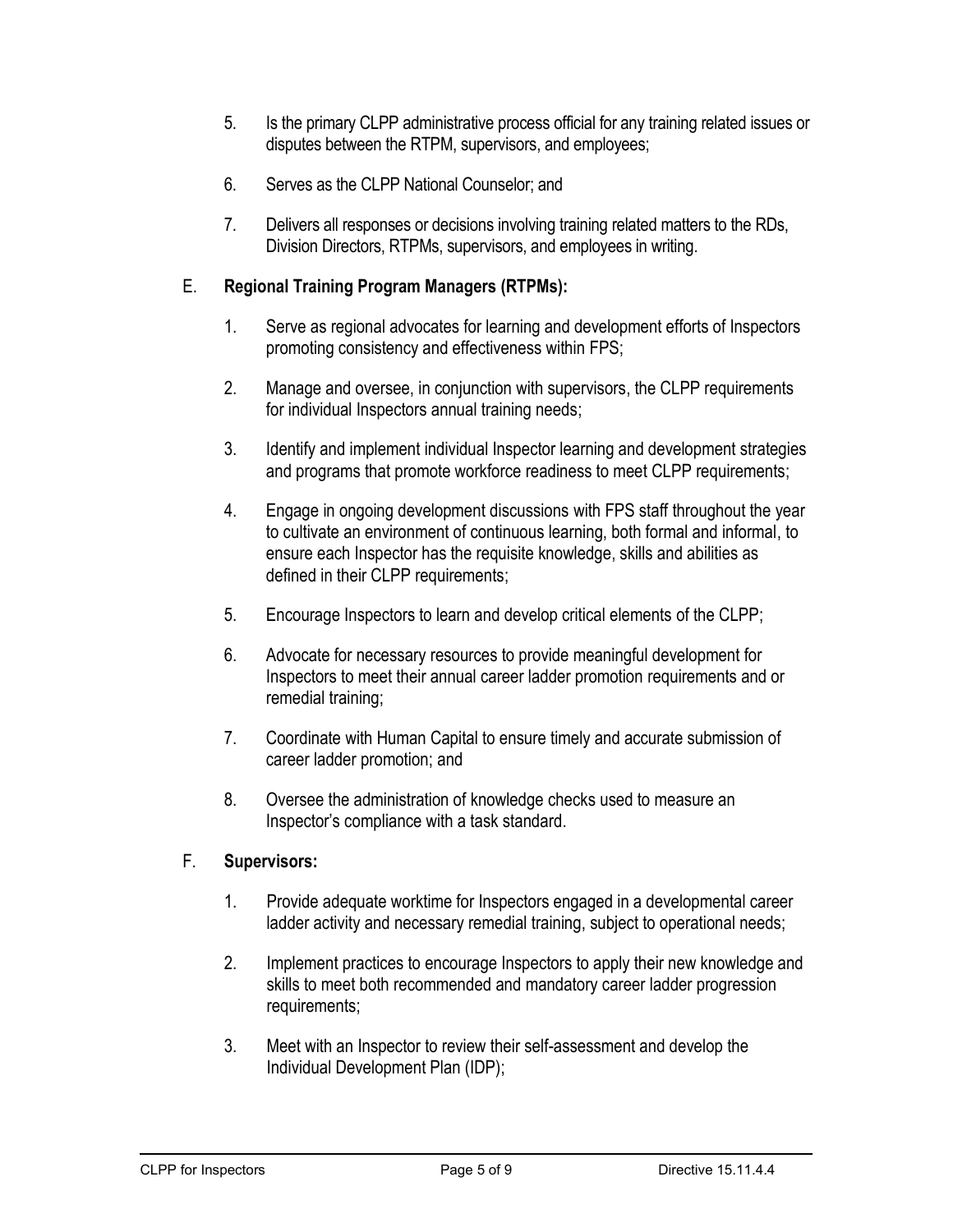5. Is the primary CLPP administrative process official for any training related issues or disputes between the RTPM, supervisors, and employees;

6. Serves as the CLPP National Counselor; and

7. Delivers all responses or decisions involving training related matters to the RDs, Division Directors, RTPMs, supervisors, and employees in writing.

E. **Regional Training Program Managers (RTPMs):**

1. Serve as regional advocates for learning and development efforts of Inspectors promoting consistency and effectiveness within FPS;

2. Manage and oversee, in conjunction with supervisors, the CLPP requirements for individual Inspectors annual training needs;

3. Identify and implement individual Inspector learning and development strategies and programs that promote workforce readiness to meet CLPP requirements;

4. Engage in ongoing development discussions with FPS staff throughout the year to cultivate an environment of continuous learning, both formal and informal, to ensure each Inspector has the requisite knowledge, skills and abilities as defined in their CLPP requirements;

5. Encourage Inspectors to learn and develop critical elements of the CLPP;

6. Advocate for necessary resources to provide meaningful development for Inspectors to meet their annual career ladder promotion requirements and or remedial training;

7. Coordinate with Human Capital to ensure timely and accurate submission of career ladder promotion; and

8. Oversee the administration of knowledge checks used to measure an Inspector's compliance with a task standard.

F. **Supervisors:**

1. Provide adequate worktime for Inspectors engaged in a developmental career ladder activity and necessary remedial training, subject to operational needs;

2. Implement practices to encourage Inspectors to apply their new knowledge and skills to meet both recommended and mandatory career ladder progression requirements;

3. Meet with an Inspector to review their self-assessment and develop the Individual Development Plan (IDP);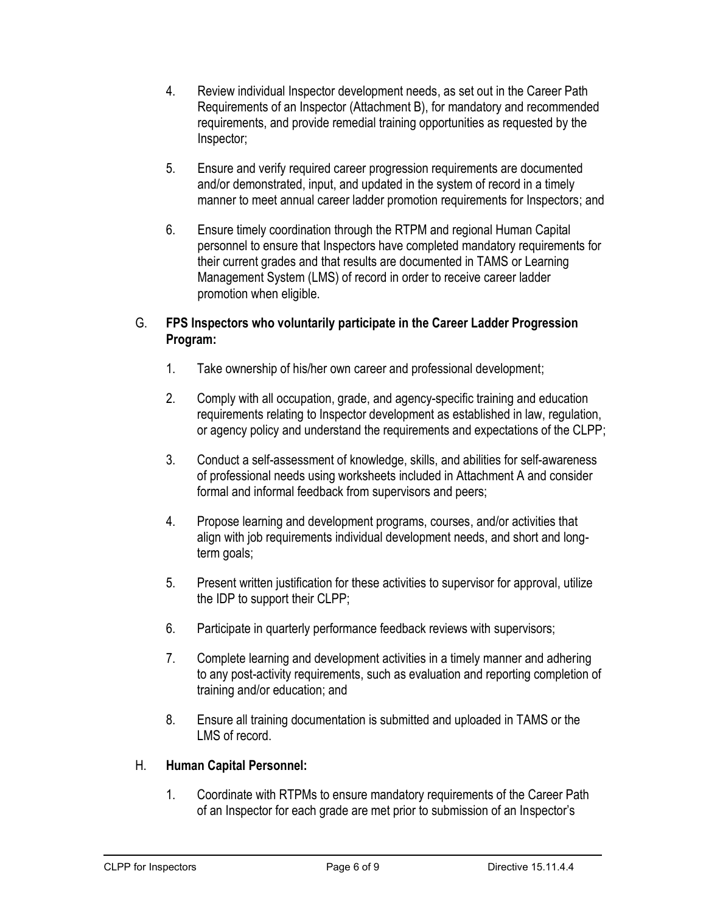4. Review individual Inspector development needs, as set out in the Career Path Requirements of an Inspector (Attachment B), for mandatory and recommended requirements, and provide remedial training opportunities as requested by the Inspector;

5. Ensure and verify required career progression requirements are documented and/or demonstrated, input, and updated in the system of record in a timely manner to meet annual career ladder promotion requirements for Inspectors; and

6. Ensure timely coordination through the RTPM and regional Human Capital personnel to ensure that Inspectors have completed mandatory requirements for their current grades and that results are documented in TAMS or Learning Management System (LMS) of record in order to receive career ladder promotion when eligible.

G. **FPS Inspectors who voluntarily participate in the Career Ladder Progression Program:**

1. Take ownership of his/her own career and professional development;

2. Comply with all occupation, grade, and agency-specific training and education requirements relating to Inspector development as established in law, regulation, or agency policy and understand the requirements and expectations of the CLPP;

3. Conduct a self-assessment of knowledge, skills, and abilities for self-awareness of professional needs using worksheets included in Attachment A and consider formal and informal feedback from supervisors and peers;

4. Propose learning and development programs, courses, and/or activities that align with job requirements individual development needs, and short and long-term goals;

5. Present written justification for these activities to supervisor for approval, utilize the IDP to support their CLPP;

6. Participate in quarterly performance feedback reviews with supervisors;

7. Complete learning and development activities in a timely manner and adhering to any post-activity requirements, such as evaluation and reporting completion of training and/or education; and

8. Ensure all training documentation is submitted and uploaded in TAMS or the LMS of record.

H. **Human Capital Personnel:**

1. Coordinate with RTPMs to ensure mandatory requirements of the Career Path of an Inspector for each grade are met prior to submission of an Inspector's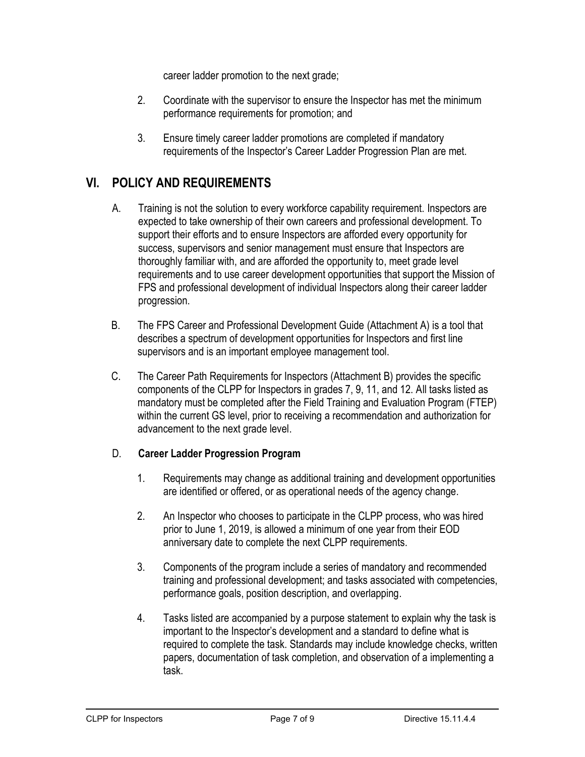career ladder promotion to the next grade;

2. Coordinate with the supervisor to ensure the Inspector has met the minimum performance requirements for promotion; and

3. Ensure timely career ladder promotions are completed if mandatory requirements of the Inspector's Career Ladder Progression Plan are met.

## VI. POLICY AND REQUIREMENTS

A. Training is not the solution to every workforce capability requirement. Inspectors are expected to take ownership of their own careers and professional development. To support their efforts and to ensure Inspectors are afforded every opportunity for success, supervisors and senior management must ensure that Inspectors are thoroughly familiar with, and are afforded the opportunity to, meet grade level requirements and to use career development opportunities that support the Mission of FPS and professional development of individual Inspectors along their career ladder progression.

B. The FPS Career and Professional Development Guide (Attachment A) is a tool that describes a spectrum of development opportunities for Inspectors and first line supervisors and is an important employee management tool.

C. The Career Path Requirements for Inspectors (Attachment B) provides the specific components of the CLPP for Inspectors in grades 7, 9, 11, and 12. All tasks listed as mandatory must be completed after the Field Training and Evaluation Program (FTEP) within the current GS level, prior to receiving a recommendation and authorization for advancement to the next grade level.

D. **Career Ladder Progression Program**

1. Requirements may change as additional training and development opportunities are identified or offered, or as operational needs of the agency change.

2. An Inspector who chooses to participate in the CLPP process, who was hired prior to June 1, 2019, is allowed a minimum of one year from their EOD anniversary date to complete the next CLPP requirements.

3. Components of the program include a series of mandatory and recommended training and professional development; and tasks associated with competencies, performance goals, position description, and overlapping.

4. Tasks listed are accompanied by a purpose statement to explain why the task is important to the Inspector's development and a standard to define what is required to complete the task. Standards may include knowledge checks, written papers, documentation of task completion, and observation of a implementing a task.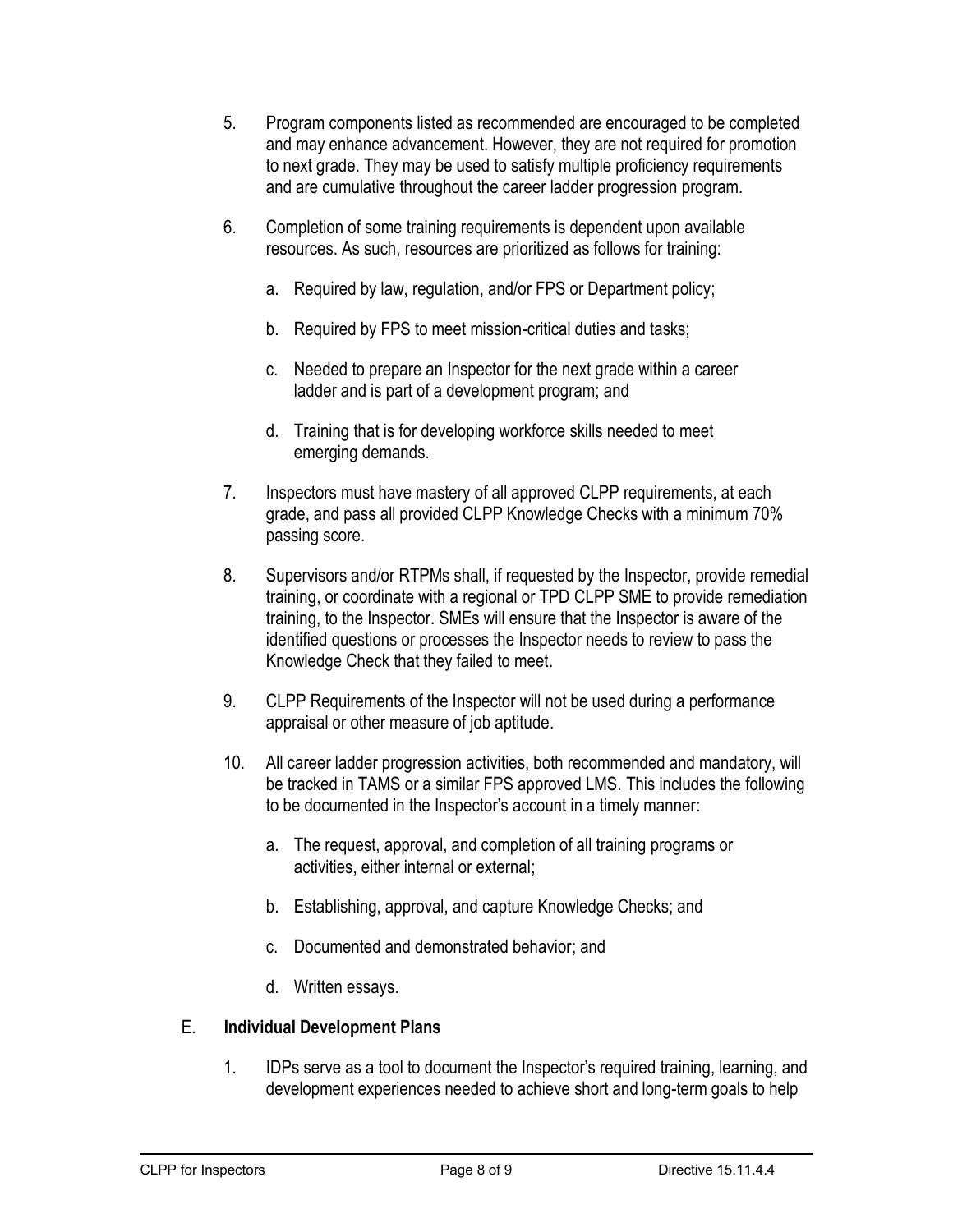5. Program components listed as recommended are encouraged to be completed and may enhance advancement. However, they are not required for promotion to next grade. They may be used to satisfy multiple proficiency requirements and are cumulative throughout the career ladder progression program.

6. Completion of some training requirements is dependent upon available resources. As such, resources are prioritized as follows for training:

   a. Required by law, regulation, and/or FPS or Department policy;

   b. Required by FPS to meet mission-critical duties and tasks;

   c. Needed to prepare an Inspector for the next grade within a career ladder and is part of a development program; and

   d. Training that is for developing workforce skills needed to meet emerging demands.

7. Inspectors must have mastery of all approved CLPP requirements, at each grade, and pass all provided CLPP Knowledge Checks with a minimum 70% passing score.

8. Supervisors and/or RTPMs shall, if requested by the Inspector, provide remedial training, or coordinate with a regional or TPD CLPP SME to provide remediation training, to the Inspector. SMEs will ensure that the Inspector is aware of the identified questions or processes the Inspector needs to review to pass the Knowledge Check that they failed to meet.

9. CLPP Requirements of the Inspector will not be used during a performance appraisal or other measure of job aptitude.

10. All career ladder progression activities, both recommended and mandatory, will be tracked in TAMS or a similar FPS approved LMS. This includes the following to be documented in the Inspector's account in a timely manner:

    a. The request, approval, and completion of all training programs or activities, either internal or external;

    b. Establishing, approval, and capture Knowledge Checks; and

    c. Documented and demonstrated behavior; and

    d. Written essays.

E. **Individual Development Plans**

1. IDPs serve as a tool to document the Inspector's required training, learning, and development experiences needed to achieve short and long-term goals to help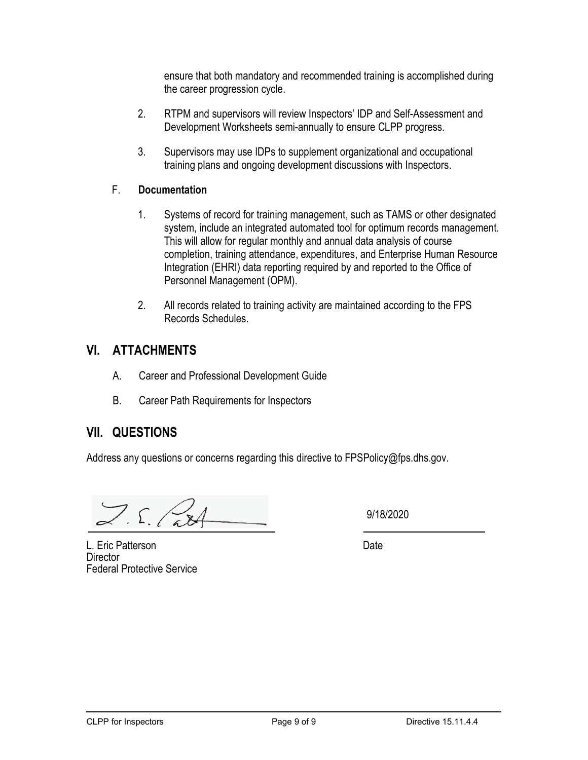ensure that both mandatory and recommended training is accomplished during the career progression cycle.

2. RTPM and supervisors will review Inspectors' IDP and Self-Assessment and Development Worksheets semi-annually to ensure CLPP progress.

3. Supervisors may use IDPs to supplement organizational and occupational training plans and ongoing development discussions with Inspectors.

F. **Documentation**

1. Systems of record for training management, such as TAMS or other designated system, include an integrated automated tool for optimum records management. This will allow for regular monthly and annual data analysis of course completion, training attendance, expenditures, and Enterprise Human Resource Integration (EHRI) data reporting required by and reported to the Office of Personnel Management (OPM).

2. All records related to training activity are maintained according to the FPS Records Schedules.

## VI. ATTACHMENTS

A. Career and Professional Development Guide

B. Career Path Requirements for Inspectors

## VII. QUESTIONS

Address any questions or concerns regarding this directive to FPSPolicy@fps.dhs.gov.

9/18/2020

L. Eric Patterson
Director
Federal Protective Service

Date